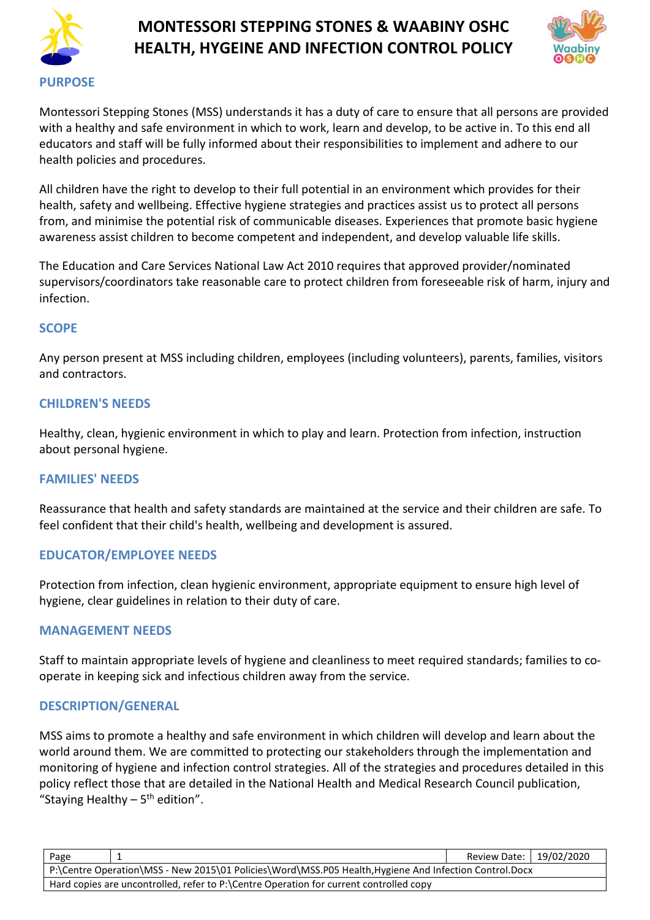# MONTESSORI STEPPING STONES & WAABINY OSHC HEALTH, HYGEINE AND INFECTION CONTROL POLICY

## PURPOSE

Montessori Stepping Stones (MSS) understands it has a duty of care to ensure that all persons are provided with a healthy and safe environment in which to work, learn and develop, to be active in. To this end all educators and staff will be fully informed about their responsibilities to implement and adhere to our health policies and procedures.

All children have the right to develop to their full potential in an environment which provides for their health, safety and wellbeing. Effective hygiene strategies and practices assist us to protect all persons from, and minimise the potential risk of communicable diseases. Experiences that promote basic hygiene awareness assist children to become competent and independent, and develop valuable life skills.

The Education and Care Services National Law Act 2010 requires that approved provider/nominated supervisors/coordinators take reasonable care to protect children from foreseeable risk of harm, injury and infection.

## SCOPE

Any person present at MSS including children, employees (including volunteers), parents, families, visitors and contractors.

## CHILDREN'S NEEDS

Healthy, clean, hygienic environment in which to play and learn. Protection from infection, instruction about personal hygiene.

## FAMILIES' NEEDS

Reassurance that health and safety standards are maintained at the service and their children are safe. To feel confident that their child's health, wellbeing and development is assured.

## EDUCATOR/EMPLOYEE NEEDS

Protection from infection, clean hygienic environment, appropriate equipment to ensure high level of hygiene, clear guidelines in relation to their duty of care.

## MANAGEMENT NEEDS

Staff to maintain appropriate levels of hygiene and cleanliness to meet required standards; families to co-operate in keeping sick and infectious children away from the service.

## DESCRIPTION/GENERAL

MSS aims to promote a healthy and safe environment in which children will develop and learn about the world around them. We are committed to protecting our stakeholders through the implementation and monitoring of hygiene and infection control strategies. All of the strategies and procedures detailed in this policy reflect those that are detailed in the National Health and Medical Research Council publication, "Staying Healthy – 5th edition".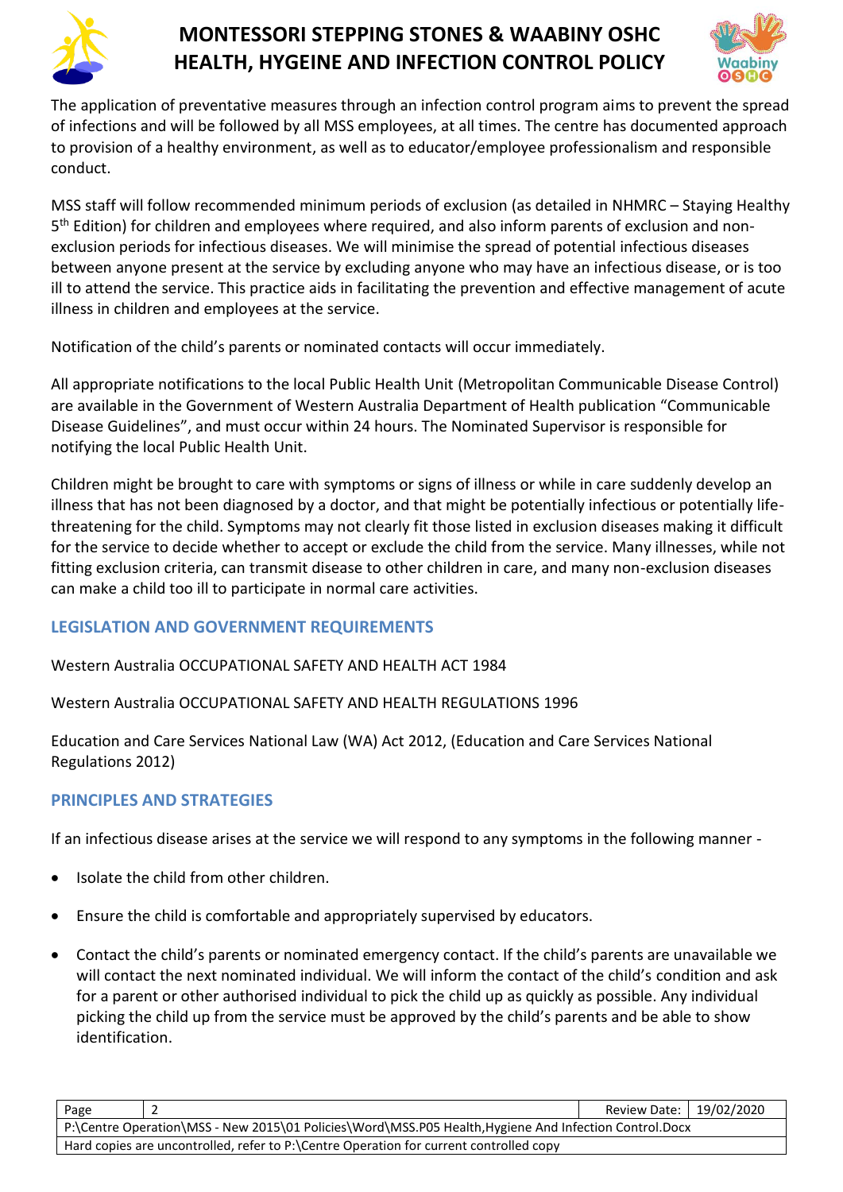The application of preventative measures through an infection control program aims to prevent the spread of infections and will be followed by all MSS employees, at all times. The centre has documented approach to provision of a healthy environment, as well as to educator/employee professionalism and responsible conduct.

MSS staff will follow recommended minimum periods of exclusion (as detailed in NHMRC – Staying Healthy 5th Edition) for children and employees where required, and also inform parents of exclusion and non-exclusion periods for infectious diseases. We will minimise the spread of potential infectious diseases between anyone present at the service by excluding anyone who may have an infectious disease, or is too ill to attend the service. This practice aids in facilitating the prevention and effective management of acute illness in children and employees at the service.

Notification of the child's parents or nominated contacts will occur immediately.

All appropriate notifications to the local Public Health Unit (Metropolitan Communicable Disease Control) are available in the Government of Western Australia Department of Health publication "Communicable Disease Guidelines", and must occur within 24 hours. The Nominated Supervisor is responsible for notifying the local Public Health Unit.

Children might be brought to care with symptoms or signs of illness or while in care suddenly develop an illness that has not been diagnosed by a doctor, and that might be potentially infectious or potentially life-threatening for the child. Symptoms may not clearly fit those listed in exclusion diseases making it difficult for the service to decide whether to accept or exclude the child from the service. Many illnesses, while not fitting exclusion criteria, can transmit disease to other children in care, and many non-exclusion diseases can make a child too ill to participate in normal care activities.

## LEGISLATION AND GOVERNMENT REQUIREMENTS

Western Australia OCCUPATIONAL SAFETY AND HEALTH ACT 1984

Western Australia OCCUPATIONAL SAFETY AND HEALTH REGULATIONS 1996

Education and Care Services National Law (WA) Act 2012, (Education and Care Services National Regulations 2012)

## PRINCIPLES AND STRATEGIES

If an infectious disease arises at the service we will respond to any symptoms in the following manner -

- Isolate the child from other children.
- Ensure the child is comfortable and appropriately supervised by educators.
- Contact the child's parents or nominated emergency contact. If the child's parents are unavailable we will contact the next nominated individual. We will inform the contact of the child's condition and ask for a parent or other authorised individual to pick the child up as quickly as possible. Any individual picking the child up from the service must be approved by the child's parents and be able to show identification.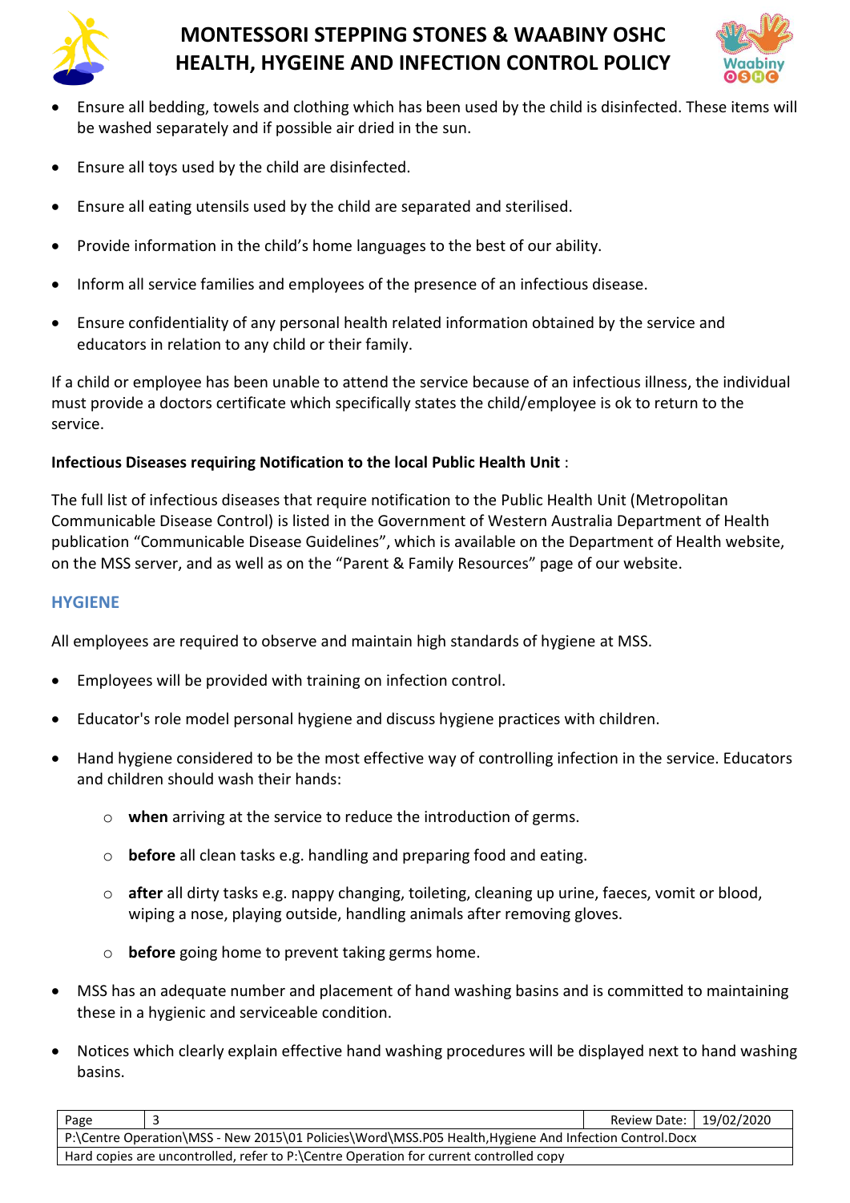- Ensure all bedding, towels and clothing which has been used by the child is disinfected. These items will be washed separately and if possible air dried in the sun.
- Ensure all toys used by the child are disinfected.
- Ensure all eating utensils used by the child are separated and sterilised.
- Provide information in the child's home languages to the best of our ability.
- Inform all service families and employees of the presence of an infectious disease.
- Ensure confidentiality of any personal health related information obtained by the service and educators in relation to any child or their family.

If a child or employee has been unable to attend the service because of an infectious illness, the individual must provide a doctors certificate which specifically states the child/employee is ok to return to the service.

**Infectious Diseases requiring Notification to the local Public Health Unit** :

The full list of infectious diseases that require notification to the Public Health Unit (Metropolitan Communicable Disease Control) is listed in the Government of Western Australia Department of Health publication "Communicable Disease Guidelines", which is available on the Department of Health website, on the MSS server, and as well as on the "Parent & Family Resources" page of our website.

## HYGIENE

All employees are required to observe and maintain high standards of hygiene at MSS.

- Employees will be provided with training on infection control.
- Educator's role model personal hygiene and discuss hygiene practices with children.
- Hand hygiene considered to be the most effective way of controlling infection in the service. Educators and children should wash their hands:
    - **when** arriving at the service to reduce the introduction of germs.
    - **before** all clean tasks e.g. handling and preparing food and eating.
    - **after** all dirty tasks e.g. nappy changing, toileting, cleaning up urine, faeces, vomit or blood, wiping a nose, playing outside, handling animals after removing gloves.
    - **before** going home to prevent taking germs home.
- MSS has an adequate number and placement of hand washing basins and is committed to maintaining these in a hygienic and serviceable condition.
- Notices which clearly explain effective hand washing procedures will be displayed next to hand washing basins.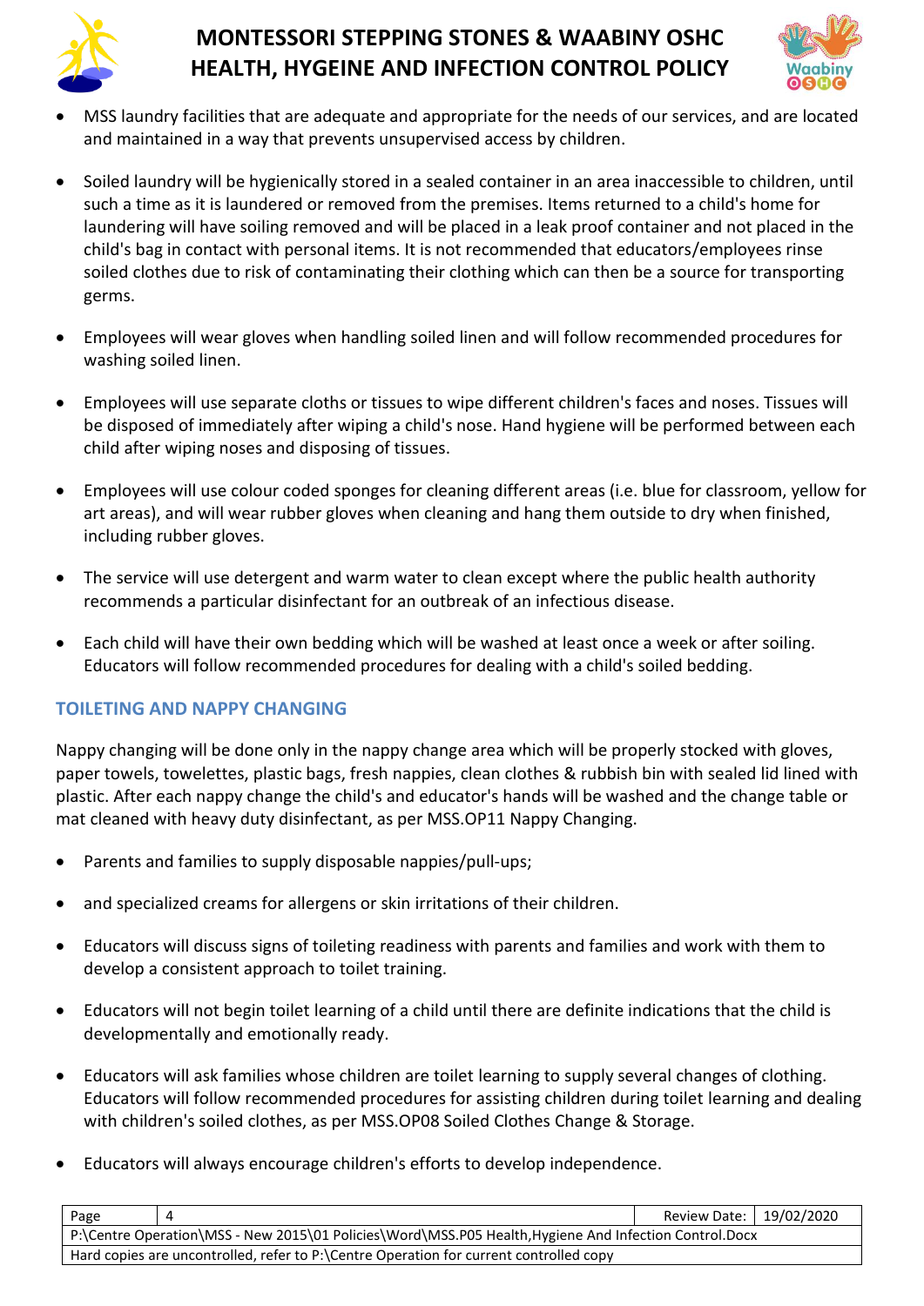- MSS laundry facilities that are adequate and appropriate for the needs of our services, and are located and maintained in a way that prevents unsupervised access by children.

- Soiled laundry will be hygienically stored in a sealed container in an area inaccessible to children, until such a time as it is laundered or removed from the premises. Items returned to a child's home for laundering will have soiling removed and will be placed in a leak proof container and not placed in the child's bag in contact with personal items. It is not recommended that educators/employees rinse soiled clothes due to risk of contaminating their clothing which can then be a source for transporting germs.

- Employees will wear gloves when handling soiled linen and will follow recommended procedures for washing soiled linen.

- Employees will use separate cloths or tissues to wipe different children's faces and noses. Tissues will be disposed of immediately after wiping a child's nose. Hand hygiene will be performed between each child after wiping noses and disposing of tissues.

- Employees will use colour coded sponges for cleaning different areas (i.e. blue for classroom, yellow for art areas), and will wear rubber gloves when cleaning and hang them outside to dry when finished, including rubber gloves.

- The service will use detergent and warm water to clean except where the public health authority recommends a particular disinfectant for an outbreak of an infectious disease.

- Each child will have their own bedding which will be washed at least once a week or after soiling. Educators will follow recommended procedures for dealing with a child's soiled bedding.

## TOILETING AND NAPPY CHANGING

Nappy changing will be done only in the nappy change area which will be properly stocked with gloves, paper towels, towelettes, plastic bags, fresh nappies, clean clothes & rubbish bin with sealed lid lined with plastic. After each nappy change the child's and educator's hands will be washed and the change table or mat cleaned with heavy duty disinfectant, as per MSS.OP11 Nappy Changing.

- Parents and families to supply disposable nappies/pull-ups;

- and specialized creams for allergens or skin irritations of their children.

- Educators will discuss signs of toileting readiness with parents and families and work with them to develop a consistent approach to toilet training.

- Educators will not begin toilet learning of a child until there are definite indications that the child is developmentally and emotionally ready.

- Educators will ask families whose children are toilet learning to supply several changes of clothing. Educators will follow recommended procedures for assisting children during toilet learning and dealing with children's soiled clothes, as per MSS.OP08 Soiled Clothes Change & Storage.

- Educators will always encourage children's efforts to develop independence.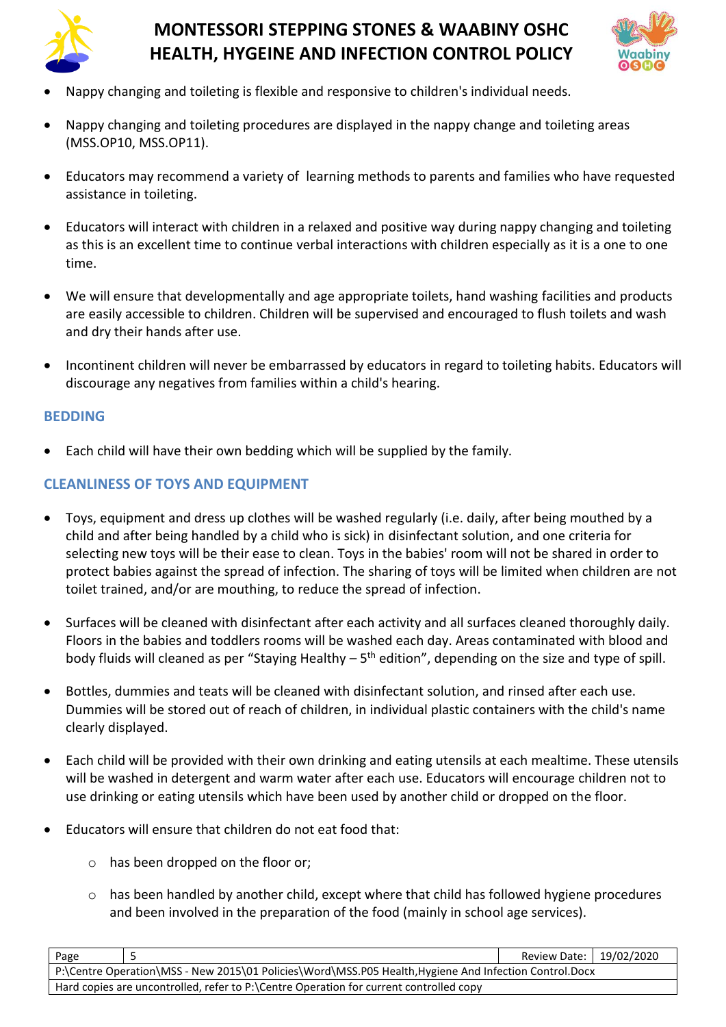- Nappy changing and toileting is flexible and responsive to children's individual needs.
- Nappy changing and toileting procedures are displayed in the nappy change and toileting areas (MSS.OP10, MSS.OP11).
- Educators may recommend a variety of learning methods to parents and families who have requested assistance in toileting.
- Educators will interact with children in a relaxed and positive way during nappy changing and toileting as this is an excellent time to continue verbal interactions with children especially as it is a one to one time.
- We will ensure that developmentally and age appropriate toilets, hand washing facilities and products are easily accessible to children. Children will be supervised and encouraged to flush toilets and wash and dry their hands after use.
- Incontinent children will never be embarrassed by educators in regard to toileting habits. Educators will discourage any negatives from families within a child's hearing.

## BEDDING

- Each child will have their own bedding which will be supplied by the family.

## CLEANLINESS OF TOYS AND EQUIPMENT

- Toys, equipment and dress up clothes will be washed regularly (i.e. daily, after being mouthed by a child and after being handled by a child who is sick) in disinfectant solution, and one criteria for selecting new toys will be their ease to clean. Toys in the babies' room will not be shared in order to protect babies against the spread of infection. The sharing of toys will be limited when children are not toilet trained, and/or are mouthing, to reduce the spread of infection.
- Surfaces will be cleaned with disinfectant after each activity and all surfaces cleaned thoroughly daily. Floors in the babies and toddlers rooms will be washed each day. Areas contaminated with blood and body fluids will cleaned as per "Staying Healthy – 5th edition", depending on the size and type of spill.
- Bottles, dummies and teats will be cleaned with disinfectant solution, and rinsed after each use. Dummies will be stored out of reach of children, in individual plastic containers with the child's name clearly displayed.
- Each child will be provided with their own drinking and eating utensils at each mealtime. These utensils will be washed in detergent and warm water after each use. Educators will encourage children not to use drinking or eating utensils which have been used by another child or dropped on the floor.
- Educators will ensure that children do not eat food that:
    - has been dropped on the floor or;
    - has been handled by another child, except where that child has followed hygiene procedures and been involved in the preparation of the food (mainly in school age services).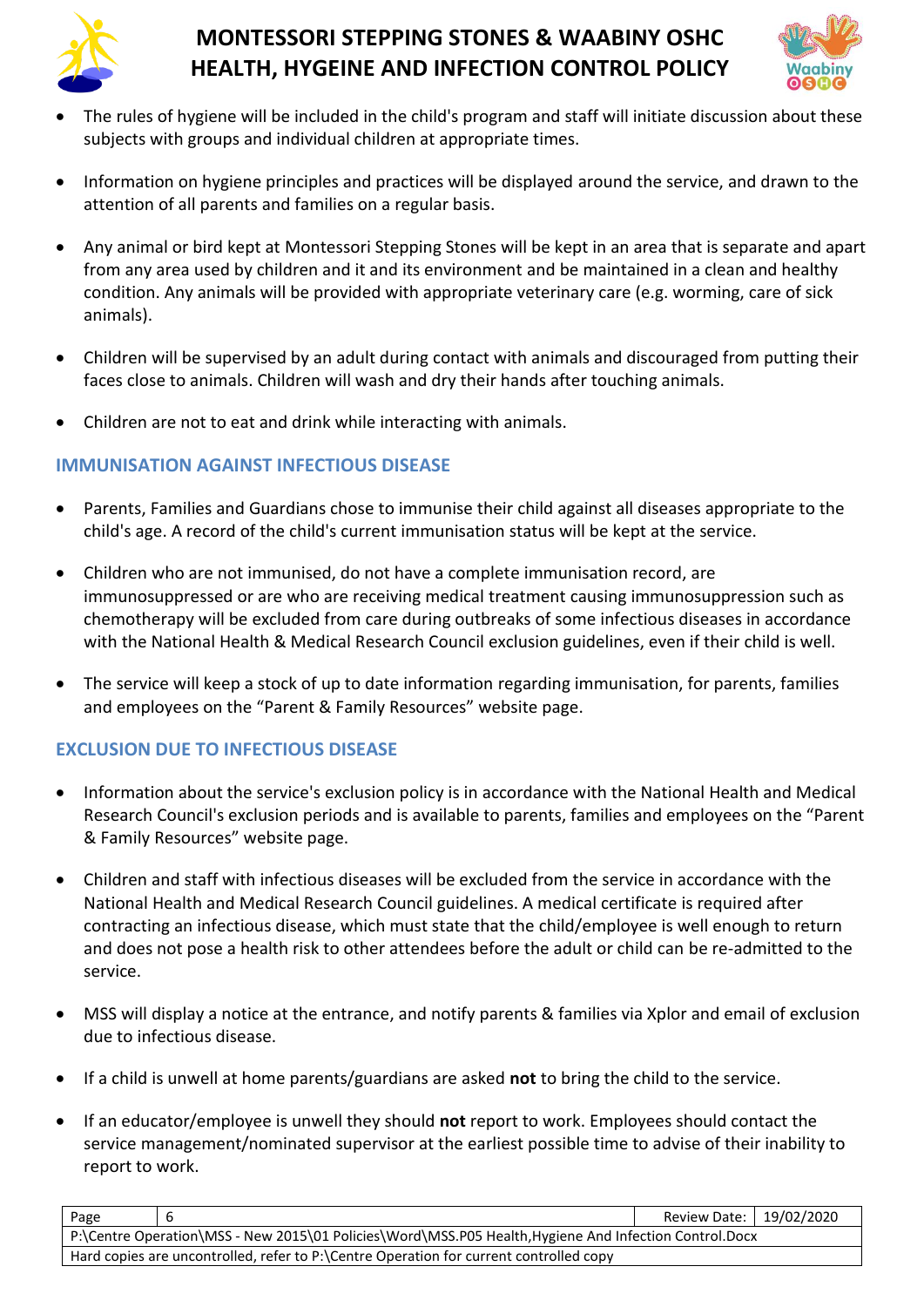- The rules of hygiene will be included in the child's program and staff will initiate discussion about these subjects with groups and individual children at appropriate times.

- Information on hygiene principles and practices will be displayed around the service, and drawn to the attention of all parents and families on a regular basis.

- Any animal or bird kept at Montessori Stepping Stones will be kept in an area that is separate and apart from any area used by children and it and its environment and be maintained in a clean and healthy condition. Any animals will be provided with appropriate veterinary care (e.g. worming, care of sick animals).

- Children will be supervised by an adult during contact with animals and discouraged from putting their faces close to animals. Children will wash and dry their hands after touching animals.

- Children are not to eat and drink while interacting with animals.

## IMMUNISATION AGAINST INFECTIOUS DISEASE

- Parents, Families and Guardians chose to immunise their child against all diseases appropriate to the child's age. A record of the child's current immunisation status will be kept at the service.

- Children who are not immunised, do not have a complete immunisation record, are immunosuppressed or are who are receiving medical treatment causing immunosuppression such as chemotherapy will be excluded from care during outbreaks of some infectious diseases in accordance with the National Health & Medical Research Council exclusion guidelines, even if their child is well.

- The service will keep a stock of up to date information regarding immunisation, for parents, families and employees on the "Parent & Family Resources" website page.

## EXCLUSION DUE TO INFECTIOUS DISEASE

- Information about the service's exclusion policy is in accordance with the National Health and Medical Research Council's exclusion periods and is available to parents, families and employees on the "Parent & Family Resources" website page.

- Children and staff with infectious diseases will be excluded from the service in accordance with the National Health and Medical Research Council guidelines. A medical certificate is required after contracting an infectious disease, which must state that the child/employee is well enough to return and does not pose a health risk to other attendees before the adult or child can be re-admitted to the service.

- MSS will display a notice at the entrance, and notify parents & families via Xplor and email of exclusion due to infectious disease.

- If a child is unwell at home parents/guardians are asked **not** to bring the child to the service.

- If an educator/employee is unwell they should **not** report to work. Employees should contact the service management/nominated supervisor at the earliest possible time to advise of their inability to report to work.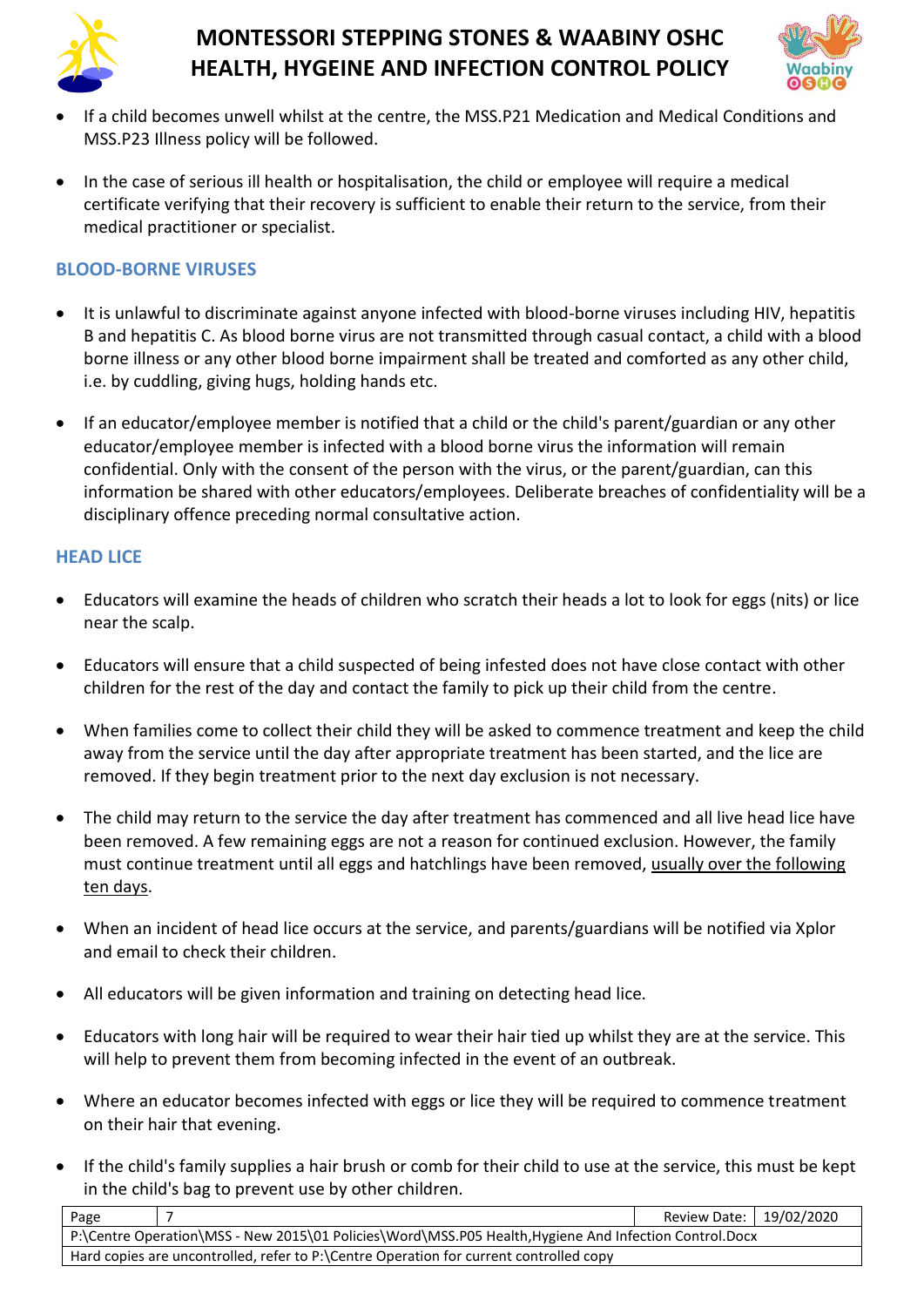- If a child becomes unwell whilst at the centre, the MSS.P21 Medication and Medical Conditions and MSS.P23 Illness policy will be followed.

- In the case of serious ill health or hospitalisation, the child or employee will require a medical certificate verifying that their recovery is sufficient to enable their return to the service, from their medical practitioner or specialist.

### BLOOD-BORNE VIRUSES

- It is unlawful to discriminate against anyone infected with blood-borne viruses including HIV, hepatitis B and hepatitis C. As blood borne virus are not transmitted through casual contact, a child with a blood borne illness or any other blood borne impairment shall be treated and comforted as any other child, i.e. by cuddling, giving hugs, holding hands etc.

- If an educator/employee member is notified that a child or the child's parent/guardian or any other educator/employee member is infected with a blood borne virus the information will remain confidential. Only with the consent of the person with the virus, or the parent/guardian, can this information be shared with other educators/employees. Deliberate breaches of confidentiality will be a disciplinary offence preceding normal consultative action.

### HEAD LICE

- Educators will examine the heads of children who scratch their heads a lot to look for eggs (nits) or lice near the scalp.

- Educators will ensure that a child suspected of being infested does not have close contact with other children for the rest of the day and contact the family to pick up their child from the centre.

- When families come to collect their child they will be asked to commence treatment and keep the child away from the service until the day after appropriate treatment has been started, and the lice are removed. If they begin treatment prior to the next day exclusion is not necessary.

- The child may return to the service the day after treatment has commenced and all live head lice have been removed. A few remaining eggs are not a reason for continued exclusion. However, the family must continue treatment until all eggs and hatchlings have been removed, <u>usually over the following ten days</u>.

- When an incident of head lice occurs at the service, and parents/guardians will be notified via Xplor and email to check their children.

- All educators will be given information and training on detecting head lice.

- Educators with long hair will be required to wear their hair tied up whilst they are at the service. This will help to prevent them from becoming infected in the event of an outbreak.

- Where an educator becomes infected with eggs or lice they will be required to commence treatment on their hair that evening.

- If the child's family supplies a hair brush or comb for their child to use at the service, this must be kept in the child's bag to prevent use by other children.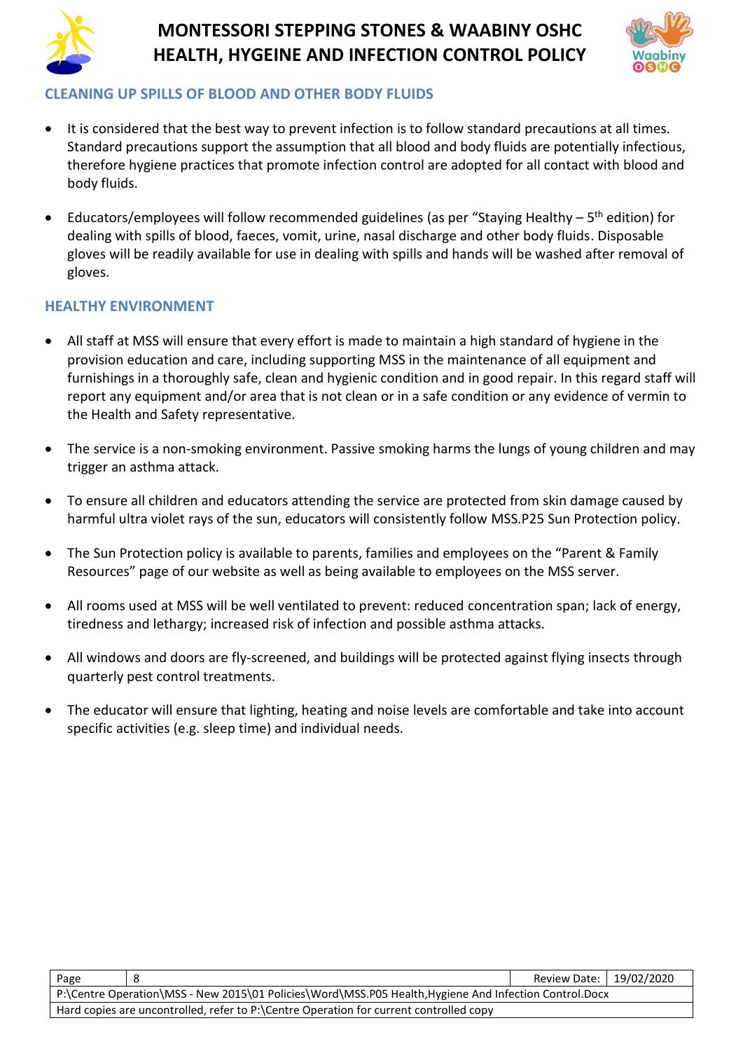## CLEANING UP SPILLS OF BLOOD AND OTHER BODY FLUIDS

- It is considered that the best way to prevent infection is to follow standard precautions at all times. Standard precautions support the assumption that all blood and body fluids are potentially infectious, therefore hygiene practices that promote infection control are adopted for all contact with blood and body fluids.
- Educators/employees will follow recommended guidelines (as per "Staying Healthy – 5th edition) for dealing with spills of blood, faeces, vomit, urine, nasal discharge and other body fluids. Disposable gloves will be readily available for use in dealing with spills and hands will be washed after removal of gloves.

## HEALTHY ENVIRONMENT

- All staff at MSS will ensure that every effort is made to maintain a high standard of hygiene in the provision education and care, including supporting MSS in the maintenance of all equipment and furnishings in a thoroughly safe, clean and hygienic condition and in good repair. In this regard staff will report any equipment and/or area that is not clean or in a safe condition or any evidence of vermin to the Health and Safety representative.
- The service is a non-smoking environment. Passive smoking harms the lungs of young children and may trigger an asthma attack.
- To ensure all children and educators attending the service are protected from skin damage caused by harmful ultra violet rays of the sun, educators will consistently follow MSS.P25 Sun Protection policy.
- The Sun Protection policy is available to parents, families and employees on the "Parent & Family Resources" page of our website as well as being available to employees on the MSS server.
- All rooms used at MSS will be well ventilated to prevent: reduced concentration span; lack of energy, tiredness and lethargy; increased risk of infection and possible asthma attacks.
- All windows and doors are fly-screened, and buildings will be protected against flying insects through quarterly pest control treatments.
- The educator will ensure that lighting, heating and noise levels are comfortable and take into account specific activities (e.g. sleep time) and individual needs.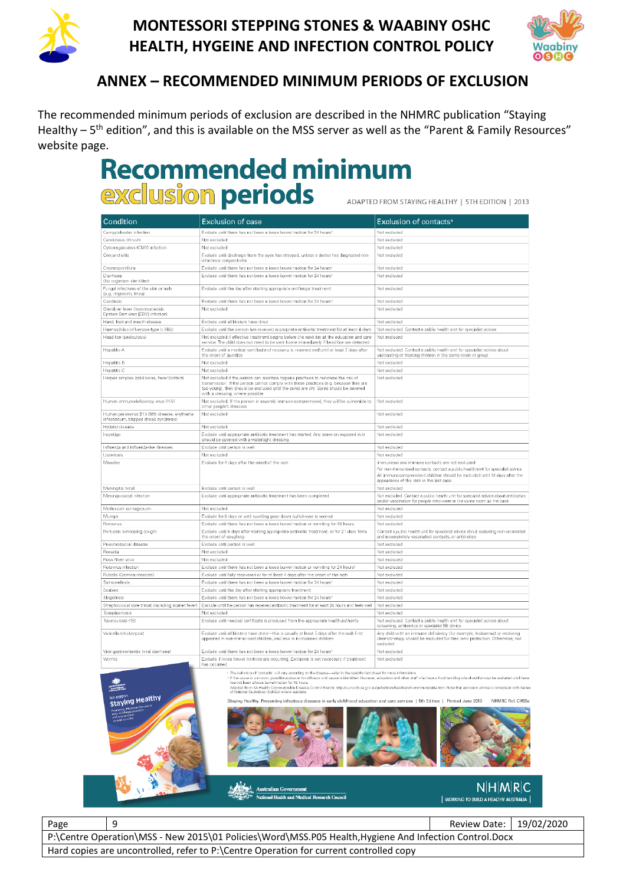## ANNEX – RECOMMENDED MINIMUM PERIODS OF EXCLUSION

The recommended minimum periods of exclusion are described in the NHMRC publication "Staying Healthy – 5th edition", and this is available on the MSS server as well as the "Parent & Family Resources" website page.

# Recommended minimum exclusion periods

ADAPTED FROM STAYING HEALTHY | 5TH EDITION | 2013

| Condition | Exclusion of case | Exclusion of contacts[a] |
|---|---|---|
| Campylobacter infection | Exclude until there has not been a loose bowel motion for 24 hours[b] | Not excluded |
| Candidiasis (thrush) | Not excluded | Not excluded |
| Cytomegalovirus (CMV) infection | Not excluded | Not excluded |
| Conjunctivitis | Exclude until discharge from the eyes has stopped, unless a doctor has diagnosed non-infectious conjunctivitis | Not excluded |
| Cryptosporidium | Exclude until there has not been a loose bowel motion for 24 hours[b] | Not excluded |
| Diarrhoea (No organism identified) | Exclude until there has not been a loose bowel motion for 24 hours[b] | Not excluded |
| Fungal infections of the skin or nails (e.g. ringworm, tinea) | Exclude until the day after starting appropriate antifungal treatment | Not excluded |
| Giardiasis | Exclude until there has not been a loose bowel motion for 24 hours[b] | Not excluded |
| Glandular fever (mononucleosis, Epstein Barr virus [EBV] infection) | Not excluded | Not excluded |
| Hand, foot and mouth disease | Exclude until all blisters have dried | Not excluded |
| Haemophilus influenzae type b (Hib) | Exclude until the person has received appropriate antibiotic treatment for at least 4 days | Not excluded. Contact a public health unit for specialist advice |
| Head lice (pediculosis) | Not excluded if effective treatment begins before the next day at the education and care service. The child does not need to be sent home immediately if head lice are detected | Not excluded |
| Hepatitis A | Exclude until a medical certificate of recovery is received and until at least 7 days after the onset of jaundice | Not excluded. Contact a public health unit for specialist advice about vaccinating or treating children in the same room or group |
| Hepatitis B | Not excluded | Not excluded |
| Hepatitis C | Not excluded | Not excluded |
| Herpes simplex (cold sores, fever blisters) | Not excluded if the person can maintain hygiene practices to minimise the risk of transmission. If the person cannot comply with these practices (e.g. because they are too young), they should be excluded until the sores are dry. Sores should be covered with a dressing, where possible | Not excluded |
| Human immunodeficiency virus (HIV) | Not excluded. If the person is severely immune compromised, they will be vulnerable to other people's illnesses | Not excluded |
| Human parvovirus B19 (fifth disease, erythema infectiosum, slapped cheek syndrome) | Not excluded | Not excluded |
| Hydatid disease | Not excluded | Not excluded |
| Impetigo | Exclude until appropriate antibiotic treatment has started. Any sores on exposed skin should be covered with a watertight dressing | Not excluded |
| Influenza and influenza-like illnesses | Exclude until person is well | Not excluded |
| Listeriosis | Not excluded | Not excluded |
| Measles | Exclude for 4 days after the onset of the rash | Immunised and immune contacts are not excluded. For non-immunised contacts, contact a public health unit for specialist advice. All immunocompromised children should be excluded until 14 days after the appearance of the rash in the last case |
| Meningitis (viral) | Exclude until person is well | Not excluded |
| Meningococcal infection | Exclude until appropriate antibiotic treatment has been completed | Not excluded. Contact a public health unit for specialist advice about antibiotics and/or vaccination for people who were in the same room as the case |
| Molluscum contagiosum | Not excluded | Not excluded |
| Mumps | Exclude for 9 days or until swelling goes down (whichever is sooner) | Not excluded |
| Norovirus | Exclude until there has not been a loose bowel motion or vomiting for 48 hours | Not excluded |
| Pertussis (whooping cough) | Exclude until 5 days after starting appropriate antibiotic treatment, or for 21 days from the onset of coughing | Contact a public health unit for specialist advice about excluding non-vaccinated and incompletely vaccinated contacts, or antibiotics |
| Pneumococcal disease | Exclude until person is well | Not excluded |
| Roseola | Not excluded | Not excluded |
| Ross River virus | Not excluded | Not excluded |
| Rotavirus infection | Exclude until there has not been a loose bowel motion or vomiting for 24 hours[b] | Not excluded |
| Rubella (German measles) | Exclude until fully recovered or for at least 4 days after the onset of the rash | Not excluded |
| Salmonellosis | Exclude until there has not been a loose bowel motion for 24 hours[b] | Not excluded |
| Scabies | Exclude until the day after starting appropriate treatment | Not excluded |
| Shigellosis | Exclude until there has not been a loose bowel motion for 24 hours[b] | Not excluded |
| Streptococcal sore throat (including scarlet fever) | Exclude until the person has received antibiotic treatment for at least 24 hours and feels well | Not excluded |
| Toxoplasmosis | Not excluded | Not excluded |
| Tuberculosis (TB) | Exclude until medical certificate is produced from the appropriate health authority | Not excluded. Contact a public health unit for specialist advice about screening, antibiotics or specialist TB clinics |
| Varicella (chickenpox) | Exclude until all blisters have dried—this is usually at least 5 days after the rash first appeared in non-immunised children, and less in immunised children | Any child with an immune deficiency (for example, leukaemia) or receiving chemotherapy should be excluded for their own protection. Otherwise, not excluded |
| Viral gastroenteritis (viral diarrhoea) | Exclude until there has not been a loose bowel motion for 24 hours[b] | Not excluded |
| Worms | Exclude if loose bowel motions are occurring. Exclusion is not necessary if treatment has occurred | Not excluded |

[a] The definition of 'contacts' will vary according to the disease—refer to the specific fact sheet for more information.

[b] If the cause is unknown, possible exclusion for 48 hours until cause is identified. However, educators and other staff who have a food handling role should always be excluded until there has not been a loose bowel motion for 48 hours.

Adapted from SA Health Communicable Disease Control Branch: http://www.dh.sa.gov.au/pehs/branches/branch-communicable.htm. Note that exclusion advice is consistent with Series of National Guidelines (SoNGs) where available.

Staying Healthy: Preventing infectious diseases in early childhood education and care services | 5th Edition | Printed June 2013 NHMRC Ref. CH55e

Australian Government — National Health and Medical Research Council

NHMRC | WORKING TO BUILD A HEALTHY AUSTRALIA